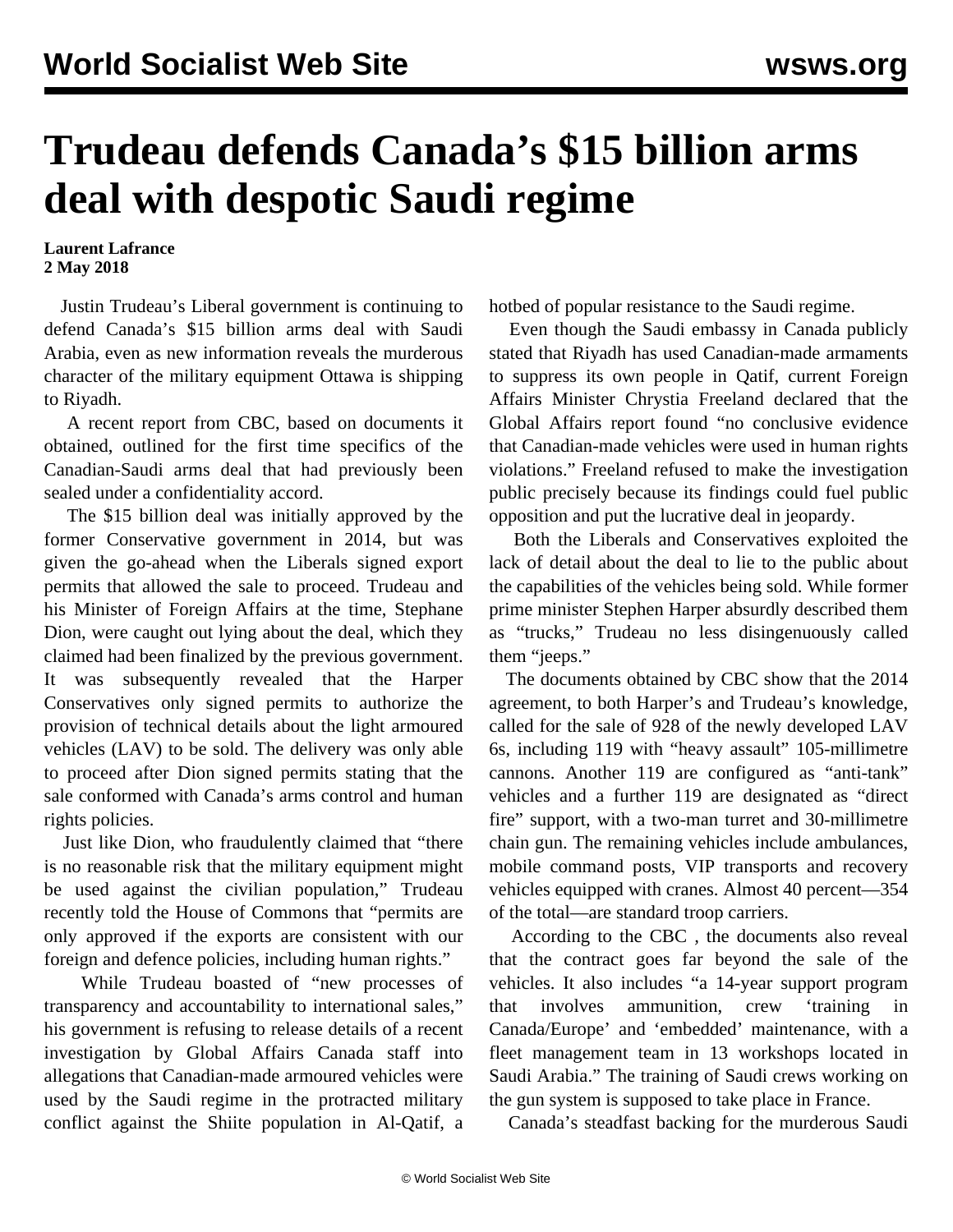# Trudeau defends Canada's $15 billion arms deal with despotic Saudi regime

**Laurent Lafrance**
**2 May 2018**

Justin Trudeau's Liberal government is continuing to defend Canada's $15 billion arms deal with Saudi Arabia, even as new information reveals the murderous character of the military equipment Ottawa is shipping to Riyadh.

A recent report from CBC, based on documents it obtained, outlined for the first time specifics of the Canadian-Saudi arms deal that had previously been sealed under a confidentiality accord.

The $15 billion deal was initially approved by the former Conservative government in 2014, but was given the go-ahead when the Liberals signed export permits that allowed the sale to proceed. Trudeau and his Minister of Foreign Affairs at the time, Stephane Dion, were caught out lying about the deal, which they claimed had been finalized by the previous government. It was subsequently revealed that the Harper Conservatives only signed permits to authorize the provision of technical details about the light armoured vehicles (LAV) to be sold. The delivery was only able to proceed after Dion signed permits stating that the sale conformed with Canada's arms control and human rights policies.

Just like Dion, who fraudulently claimed that "there is no reasonable risk that the military equipment might be used against the civilian population," Trudeau recently told the House of Commons that "permits are only approved if the exports are consistent with our foreign and defence policies, including human rights."

While Trudeau boasted of "new processes of transparency and accountability to international sales," his government is refusing to release details of a recent investigation by Global Affairs Canada staff into allegations that Canadian-made armoured vehicles were used by the Saudi regime in the protracted military conflict against the Shiite population in Al-Qatif, a hotbed of popular resistance to the Saudi regime.

Even though the Saudi embassy in Canada publicly stated that Riyadh has used Canadian-made armaments to suppress its own people in Qatif, current Foreign Affairs Minister Chrystia Freeland declared that the Global Affairs report found "no conclusive evidence that Canadian-made vehicles were used in human rights violations." Freeland refused to make the investigation public precisely because its findings could fuel public opposition and put the lucrative deal in jeopardy.

Both the Liberals and Conservatives exploited the lack of detail about the deal to lie to the public about the capabilities of the vehicles being sold. While former prime minister Stephen Harper absurdly described them as "trucks," Trudeau no less disingenuously called them "jeeps."

The documents obtained by CBC show that the 2014 agreement, to both Harper's and Trudeau's knowledge, called for the sale of 928 of the newly developed LAV 6s, including 119 with "heavy assault" 105-millimetre cannons. Another 119 are configured as "anti-tank" vehicles and a further 119 are designated as "direct fire" support, with a two-man turret and 30-millimetre chain gun. The remaining vehicles include ambulances, mobile command posts, VIP transports and recovery vehicles equipped with cranes. Almost 40 percent—354 of the total—are standard troop carriers.

According to the CBC , the documents also reveal that the contract goes far beyond the sale of the vehicles. It also includes "a 14-year support program that involves ammunition, crew 'training in Canada/Europe' and 'embedded' maintenance, with a fleet management team in 13 workshops located in Saudi Arabia." The training of Saudi crews working on the gun system is supposed to take place in France.

Canada's steadfast backing for the murderous Saudi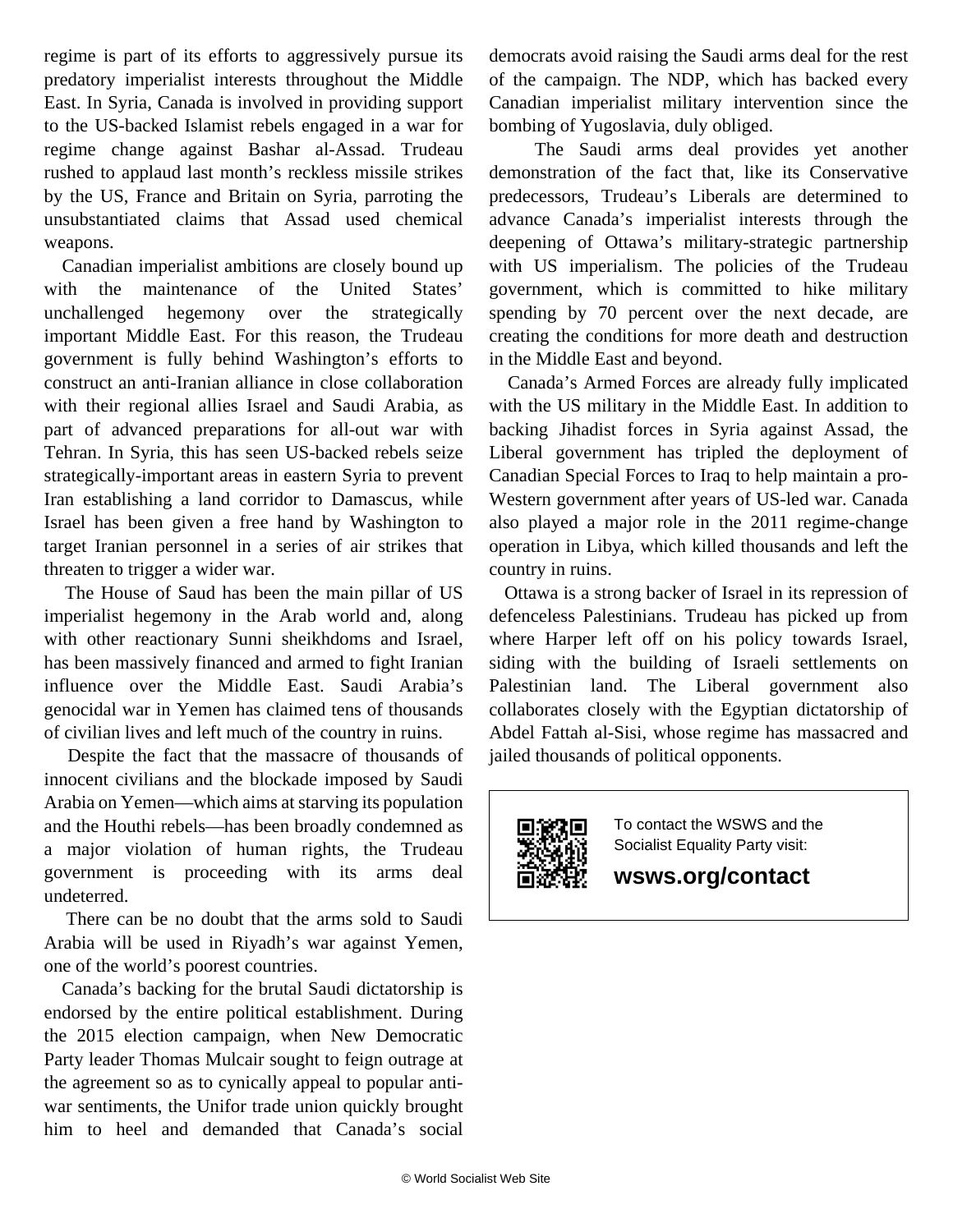regime is part of its efforts to aggressively pursue its predatory imperialist interests throughout the Middle East. In Syria, Canada is involved in providing support to the US-backed Islamist rebels engaged in a war for regime change against Bashar al-Assad. Trudeau rushed to applaud last month's reckless missile strikes by the US, France and Britain on Syria, parroting the unsubstantiated claims that Assad used chemical weapons.

Canadian imperialist ambitions are closely bound up with the maintenance of the United States' unchallenged hegemony over the strategically important Middle East. For this reason, the Trudeau government is fully behind Washington's efforts to construct an anti-Iranian alliance in close collaboration with their regional allies Israel and Saudi Arabia, as part of advanced preparations for all-out war with Tehran. In Syria, this has seen US-backed rebels seize strategically-important areas in eastern Syria to prevent Iran establishing a land corridor to Damascus, while Israel has been given a free hand by Washington to target Iranian personnel in a series of air strikes that threaten to trigger a wider war.

The House of Saud has been the main pillar of US imperialist hegemony in the Arab world and, along with other reactionary Sunni sheikhdoms and Israel, has been massively financed and armed to fight Iranian influence over the Middle East. Saudi Arabia's genocidal war in Yemen has claimed tens of thousands of civilian lives and left much of the country in ruins.

Despite the fact that the massacre of thousands of innocent civilians and the blockade imposed by Saudi Arabia on Yemen—which aims at starving its population and the Houthi rebels—has been broadly condemned as a major violation of human rights, the Trudeau government is proceeding with its arms deal undeterred.

There can be no doubt that the arms sold to Saudi Arabia will be used in Riyadh's war against Yemen, one of the world's poorest countries.

Canada's backing for the brutal Saudi dictatorship is endorsed by the entire political establishment. During the 2015 election campaign, when New Democratic Party leader Thomas Mulcair sought to feign outrage at the agreement so as to cynically appeal to popular anti-war sentiments, the Unifor trade union quickly brought him to heel and demanded that Canada's social democrats avoid raising the Saudi arms deal for the rest of the campaign. The NDP, which has backed every Canadian imperialist military intervention since the bombing of Yugoslavia, duly obliged.

The Saudi arms deal provides yet another demonstration of the fact that, like its Conservative predecessors, Trudeau's Liberals are determined to advance Canada's imperialist interests through the deepening of Ottawa's military-strategic partnership with US imperialism. The policies of the Trudeau government, which is committed to hike military spending by 70 percent over the next decade, are creating the conditions for more death and destruction in the Middle East and beyond.

Canada's Armed Forces are already fully implicated with the US military in the Middle East. In addition to backing Jihadist forces in Syria against Assad, the Liberal government has tripled the deployment of Canadian Special Forces to Iraq to help maintain a pro-Western government after years of US-led war. Canada also played a major role in the 2011 regime-change operation in Libya, which killed thousands and left the country in ruins.

Ottawa is a strong backer of Israel in its repression of defenceless Palestinians. Trudeau has picked up from where Harper left off on his policy towards Israel, siding with the building of Israeli settlements on Palestinian land. The Liberal government also collaborates closely with the Egyptian dictatorship of Abdel Fattah al-Sisi, whose regime has massacred and jailed thousands of political opponents.

To contact the WSWS and the Socialist Equality Party visit:

**wsws.org/contact**